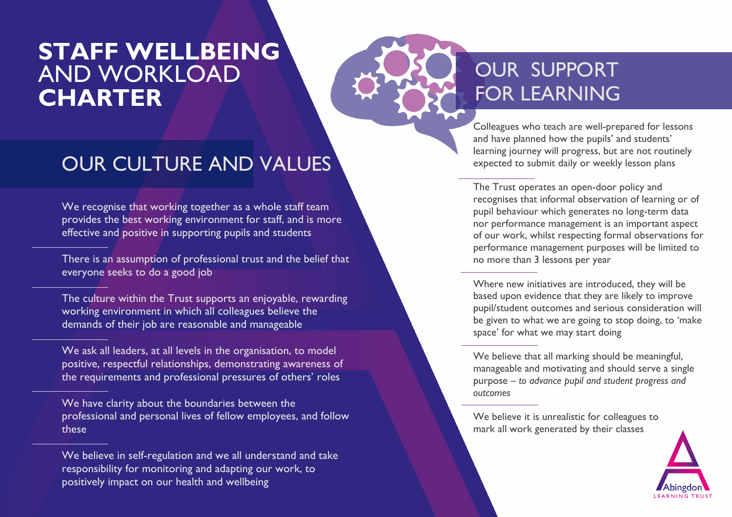# **STAFF WELLBEING** AND WORKLOAD **CHARTER**

## OUR CULTURE AND VALUES

We recognise that working together as a whole staff team provides the best working environment for staff, and is more effective and positive in supporting pupils and students

There is an assumption of professional trust and the belief that everyone seeks to do a good job

The culture within the Trust supports an enjoyable, rewarding working environment in which all colleagues believe the demands of their job are reasonable and manageable

We ask all leaders, at all levels in the organisation, to model positive, respectful relationships, demonstrating awareness of the requirements and professional pressures of others' roles

We have clarity about the boundaries between the professional and personal lives of fellow employees, and follow these

We believe in self-regulation and we all understand and take responsibility for monitoring and adapting our work, to positively impact on our health and wellbeing

## OUR SUPPORT FOR LEARNING

Colleagues who teach are well-prepared for lessons and have planned how the pupils' and students' learning journey will progress, but are not routinely expected to submit daily or weekly lesson plans

The Trust operates an open-door policy and recognises that informal observation of learning or of pupil behaviour which generates no long-term data nor performance management is an important aspect of our work, whilst respecting formal observations for performance management purposes will be limited to no more than 3 lessons per year

Where new initiatives are introduced, they will be based upon evidence that they are likely to improve pupil/student outcomes and serious consideration will be given to what we are going to stop doing, to 'make space' for what we may start doing

We believe that all marking should be meaningful, manageable and motivating and should serve a single purpose – *to advance pupil and student progress and outcomes*

We believe it is unrealistic for colleagues to mark all work generated by their classes

Abingdon LEARNING TRUST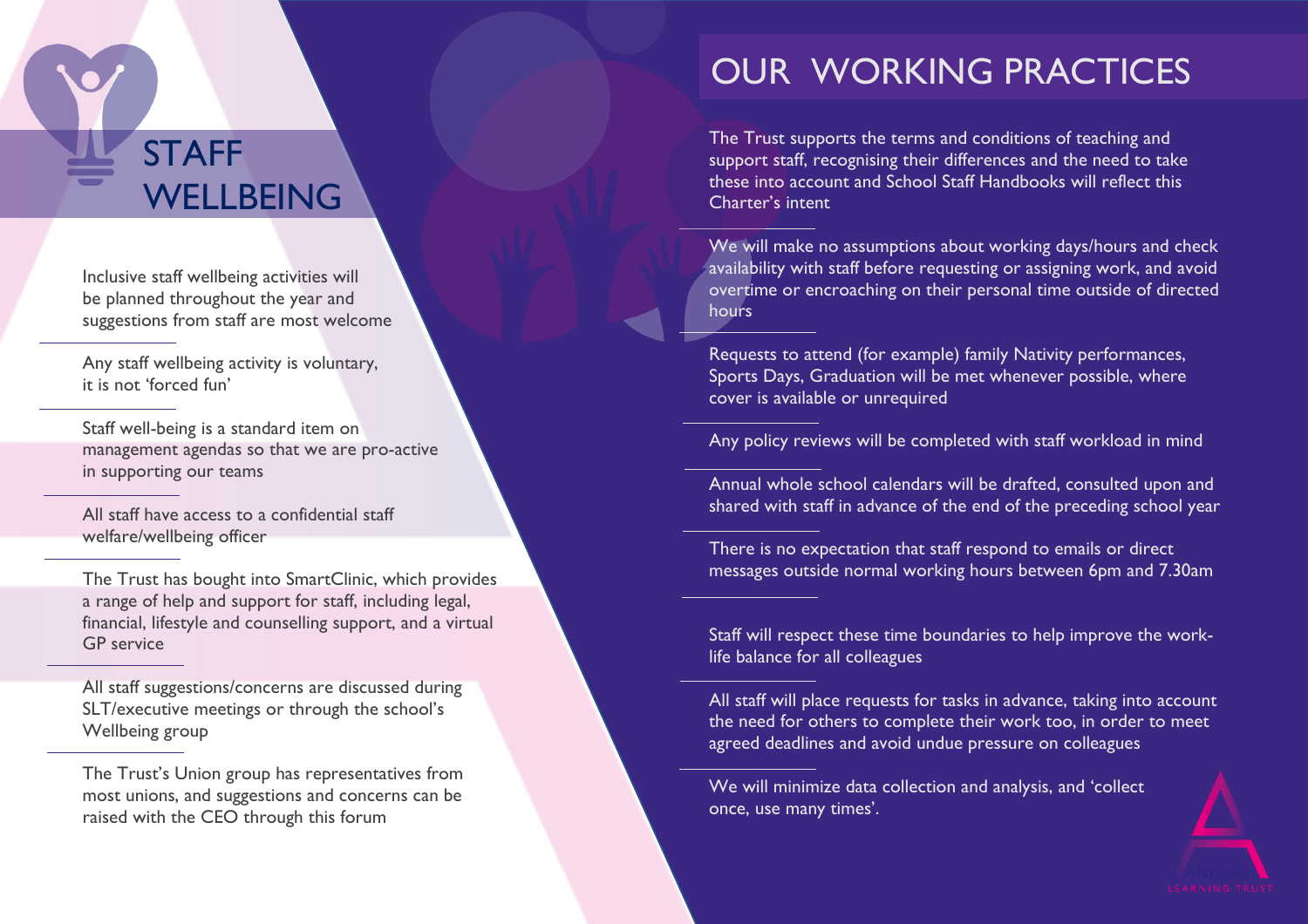## STAFF WELLBEING

Inclusive staff wellbeing activities will be planned throughout the year and suggestions from staff are most welcome

Any staff wellbeing activity is voluntary, it is not 'forced fun'

Staff well-being is a standard item on management agendas so that we are pro-active in supporting our teams

All staff have access to a confidential staff welfare/wellbeing officer

The Trust has bought into SmartClinic, which provides a range of help and support for staff, including legal, financial, lifestyle and counselling support, and a virtual GP service

All staff suggestions/concerns are discussed during SLT/executive meetings or through the school's Wellbeing group

The Trust's Union group has representatives from most unions, and suggestions and concerns can be raised with the CEO through this forum

## OUR WORKING PRACTICES

The Trust supports the terms and conditions of teaching and support staff, recognising their differences and the need to take these into account and School Staff Handbooks will reflect this Charter's intent

We will make no assumptions about working days/hours and check availability with staff before requesting or assigning work, and avoid overtime or encroaching on their personal time outside of directed hours

Requests to attend (for example) family Nativity performances, Sports Days, Graduation will be met whenever possible, where cover is available or unrequired

Any policy reviews will be completed with staff workload in mind

Annual whole school calendars will be drafted, consulted upon and shared with staff in advance of the end of the preceding school year

There is no expectation that staff respond to emails or direct messages outside normal working hours between 6pm and 7.30am

Staff will respect these time boundaries to help improve the work-life balance for all colleagues

All staff will place requests for tasks in advance, taking into account the need for others to complete their work too, in order to meet agreed deadlines and avoid undue pressure on colleagues

We will minimize data collection and analysis, and 'collect once, use many times'.